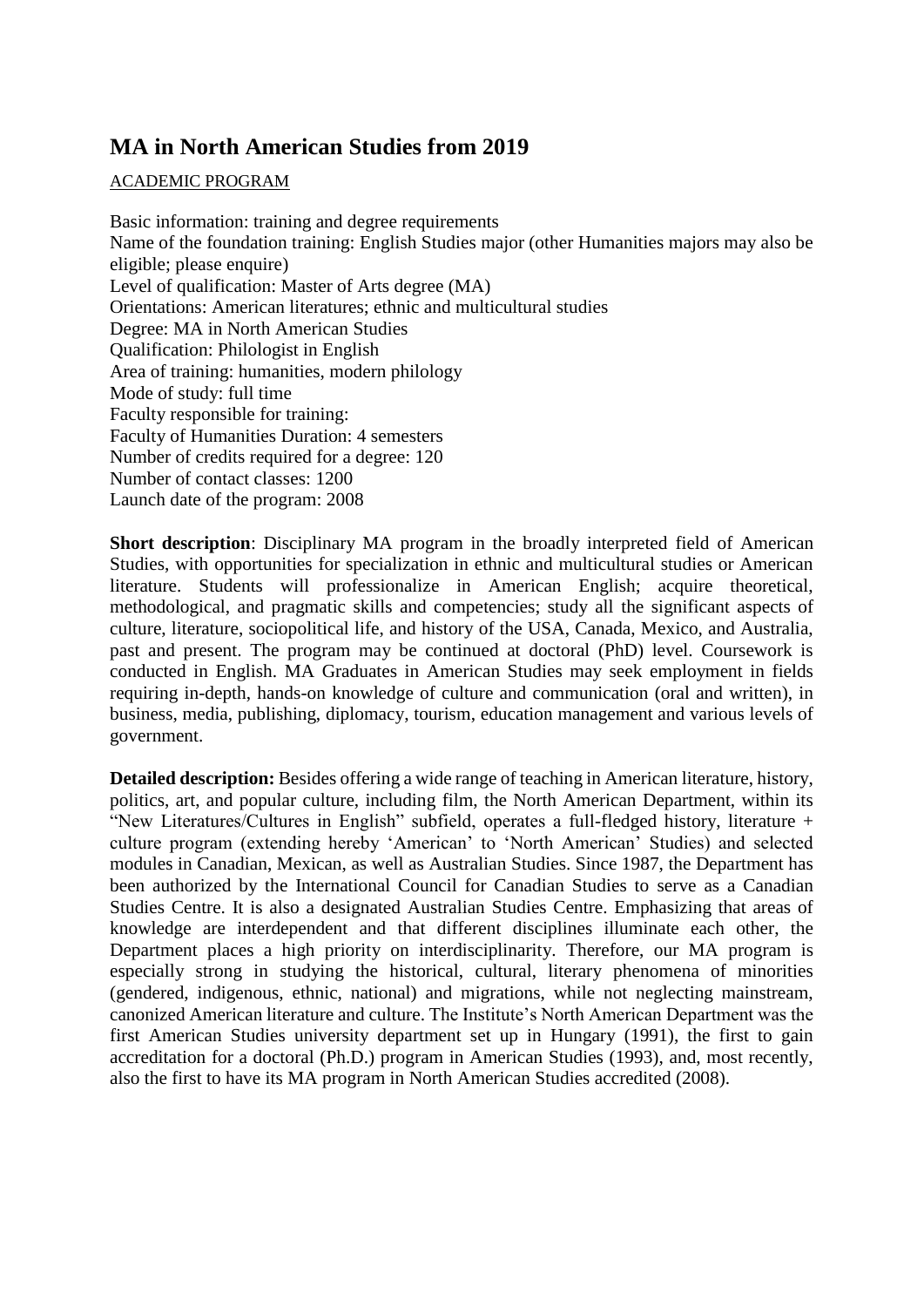# MA in North American Studies from 2019

ACADEMIC PROGRAM

Basic information: training and degree requirements
Name of the foundation training: English Studies major (other Humanities majors may also be eligible; please enquire)
Level of qualification: Master of Arts degree (MA)
Orientations: American literatures; ethnic and multicultural studies
Degree: MA in North American Studies
Qualification: Philologist in English
Area of training: humanities, modern philology
Mode of study: full time
Faculty responsible for training:
Faculty of Humanities Duration: 4 semesters
Number of credits required for a degree: 120
Number of contact classes: 1200
Launch date of the program: 2008

**Short description**: Disciplinary MA program in the broadly interpreted field of American Studies, with opportunities for specialization in ethnic and multicultural studies or American literature. Students will professionalize in American English; acquire theoretical, methodological, and pragmatic skills and competencies; study all the significant aspects of culture, literature, sociopolitical life, and history of the USA, Canada, Mexico, and Australia, past and present. The program may be continued at doctoral (PhD) level. Coursework is conducted in English. MA Graduates in American Studies may seek employment in fields requiring in-depth, hands-on knowledge of culture and communication (oral and written), in business, media, publishing, diplomacy, tourism, education management and various levels of government.

**Detailed description:** Besides offering a wide range of teaching in American literature, history, politics, art, and popular culture, including film, the North American Department, within its "New Literatures/Cultures in English" subfield, operates a full-fledged history, literature + culture program (extending hereby 'American' to 'North American' Studies) and selected modules in Canadian, Mexican, as well as Australian Studies. Since 1987, the Department has been authorized by the International Council for Canadian Studies to serve as a Canadian Studies Centre. It is also a designated Australian Studies Centre. Emphasizing that areas of knowledge are interdependent and that different disciplines illuminate each other, the Department places a high priority on interdisciplinarity. Therefore, our MA program is especially strong in studying the historical, cultural, literary phenomena of minorities (gendered, indigenous, ethnic, national) and migrations, while not neglecting mainstream, canonized American literature and culture. The Institute's North American Department was the first American Studies university department set up in Hungary (1991), the first to gain accreditation for a doctoral (Ph.D.) program in American Studies (1993), and, most recently, also the first to have its MA program in North American Studies accredited (2008).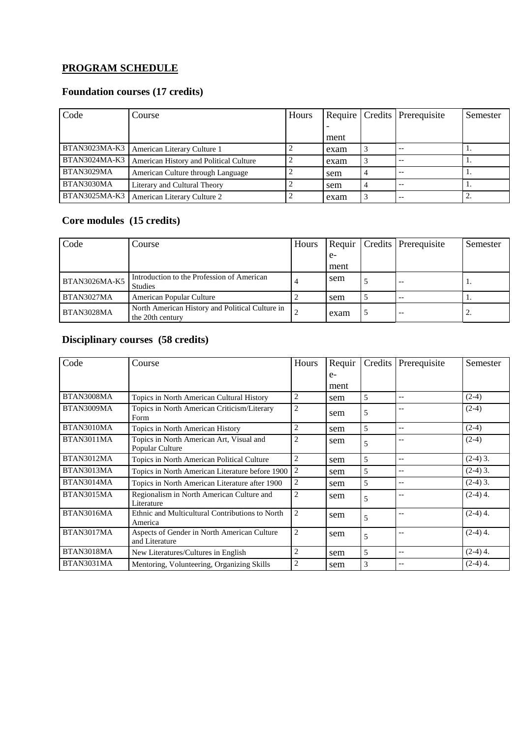## PROGRAM SCHEDULE

### Foundation courses (17 credits)

| Code | Course | Hours | Require-ment | Credits | Prerequisite | Semester |
|---|---|---|---|---|---|---|
| BTAN3023MA-K3 | American Literary Culture 1 | 2 | exam | 3 | -- | 1. |
| BTAN3024MA-K3 | American History and Political Culture | 2 | exam | 3 | -- | 1. |
| BTAN3029MA | American Culture through Language | 2 | sem | 4 | -- | 1. |
| BTAN3030MA | Literary and Cultural Theory | 2 | sem | 4 | -- | 1. |
| BTAN3025MA-K3 | American Literary Culture 2 | 2 | exam | 3 | -- | 2. |

### Core modules (15 credits)

| Code | Course | Hours | Require-ment | Credits | Prerequisite | Semester |
|---|---|---|---|---|---|---|
| BTAN3026MA-K5 | Introduction to the Profession of American Studies | 4 | sem | 5 | -- | 1. |
| BTAN3027MA | American Popular Culture | 2 | sem | 5 | -- | 1. |
| BTAN3028MA | North American History and Political Culture in the 20th century | 2 | exam | 5 | -- | 2. |

### Disciplinary courses (58 credits)

| Code | Course | Hours | Require-ment | Credits | Prerequisite | Semester |
|---|---|---|---|---|---|---|
| BTAN3008MA | Topics in North American Cultural History | 2 | sem | 5 | -- | (2-4) |
| BTAN3009MA | Topics in North American Criticism/Literary Form | 2 | sem | 5 | -- | (2-4) |
| BTAN3010MA | Topics in North American History | 2 | sem | 5 | -- | (2-4) |
| BTAN3011MA | Topics in North American Art, Visual and Popular Culture | 2 | sem | 5 | -- | (2-4) |
| BTAN3012MA | Topics in North American Political Culture | 2 | sem | 5 | -- | (2-4) 3. |
| BTAN3013MA | Topics in North American Literature before 1900 | 2 | sem | 5 | -- | (2-4) 3. |
| BTAN3014MA | Topics in North American Literature after 1900 | 2 | sem | 5 | -- | (2-4) 3. |
| BTAN3015MA | Regionalism in North American Culture and Literature | 2 | sem | 5 | -- | (2-4) 4. |
| BTAN3016MA | Ethnic and Multicultural Contributions to North America | 2 | sem | 5 | -- | (2-4) 4. |
| BTAN3017MA | Aspects of Gender in North American Culture and Literature | 2 | sem | 5 | -- | (2-4) 4. |
| BTAN3018MA | New Literatures/Cultures in English | 2 | sem | 5 | -- | (2-4) 4. |
| BTAN3031MA | Mentoring, Volunteering, Organizing Skills | 2 | sem | 3 | -- | (2-4) 4. |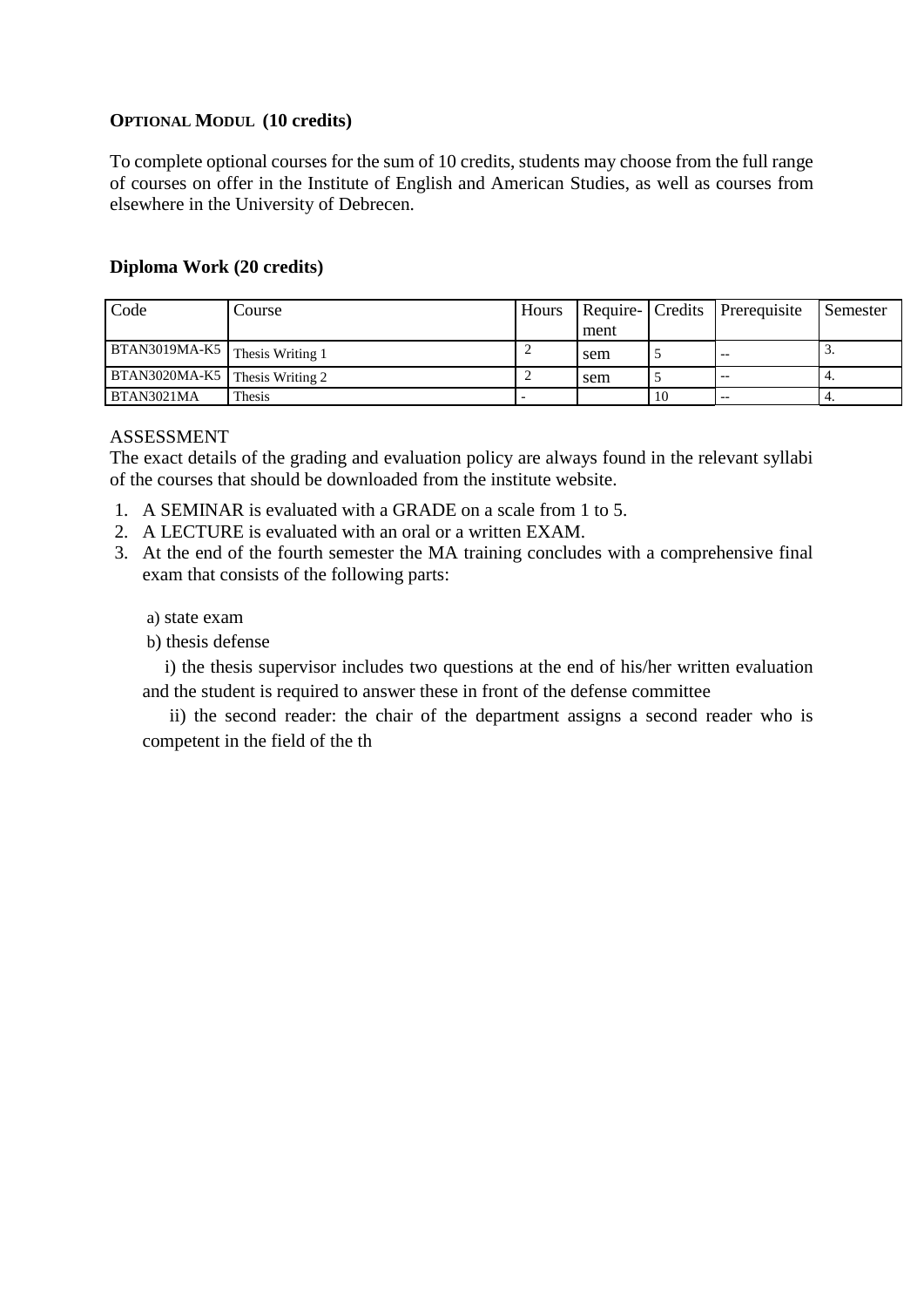**OPTIONAL MODUL (10 credits)**

To complete optional courses for the sum of 10 credits, students may choose from the full range of courses on offer in the Institute of English and American Studies, as well as courses from elsewhere in the University of Debrecen.

**Diploma Work (20 credits)**

| Code | Course | Hours | Require-ment | Credits | Prerequisite | Semester |
|---|---|---|---|---|---|---|
| BTAN3019MA-K5 | Thesis Writing 1 | 2 | sem | 5 | -- | 3. |
| BTAN3020MA-K5 | Thesis Writing 2 | 2 | sem | 5 | -- | 4. |
| BTAN3021MA | Thesis | - | | 10 | -- | 4. |

ASSESSMENT

The exact details of the grading and evaluation policy are always found in the relevant syllabi of the courses that should be downloaded from the institute website.

1. A SEMINAR is evaluated with a GRADE on a scale from 1 to 5.
2. A LECTURE is evaluated with an oral or a written EXAM.
3. At the end of the fourth semester the MA training concludes with a comprehensive final exam that consists of the following parts:

   a) state exam

   b) thesis defense

   i) the thesis supervisor includes two questions at the end of his/her written evaluation and the student is required to answer these in front of the defense committee

   ii) the second reader: the chair of the department assigns a second reader who is competent in the field of the th